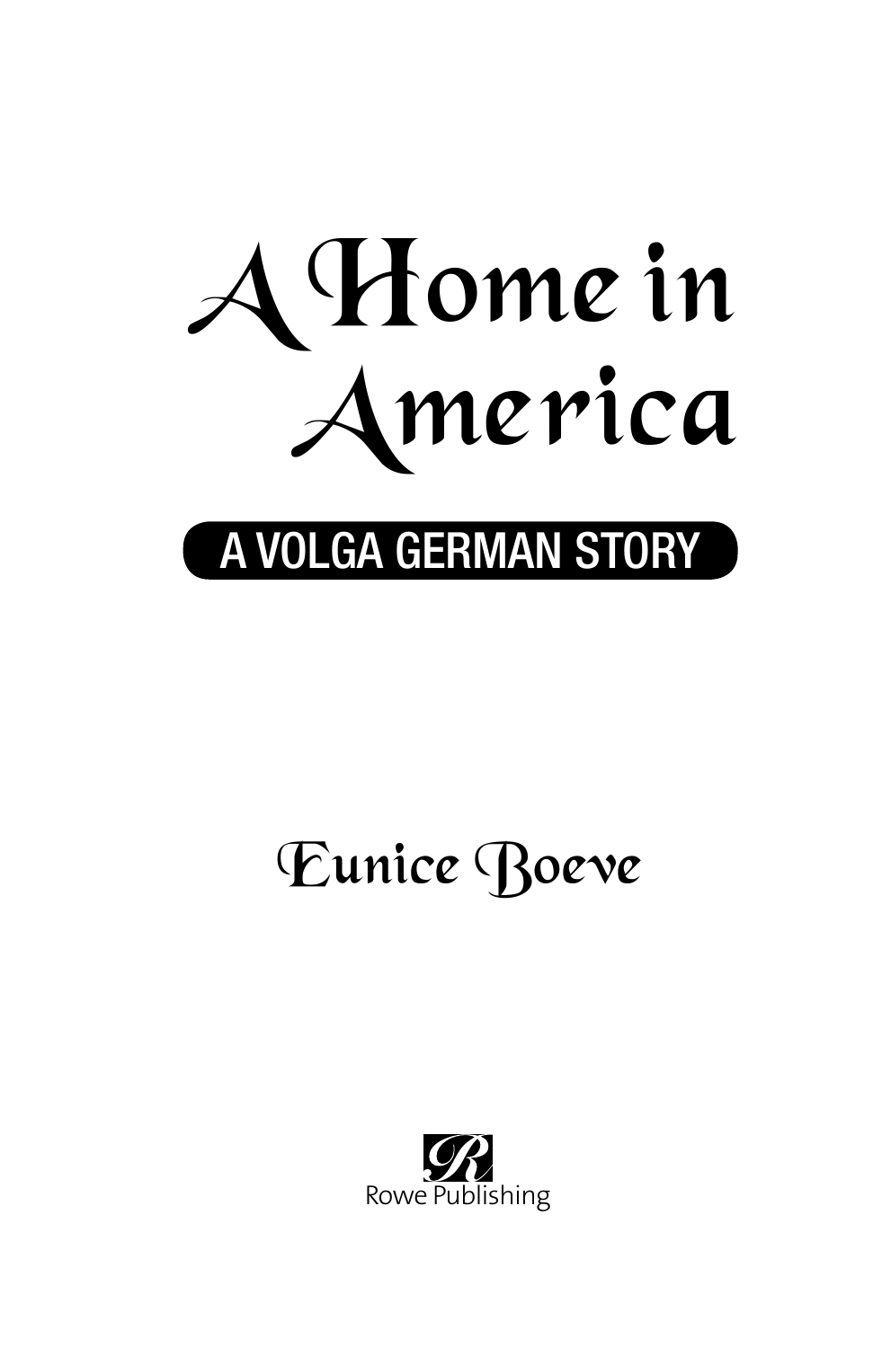# A Home in America

## A VOLGA GERMAN STORY

Eunice Boeve

Rowe Publishing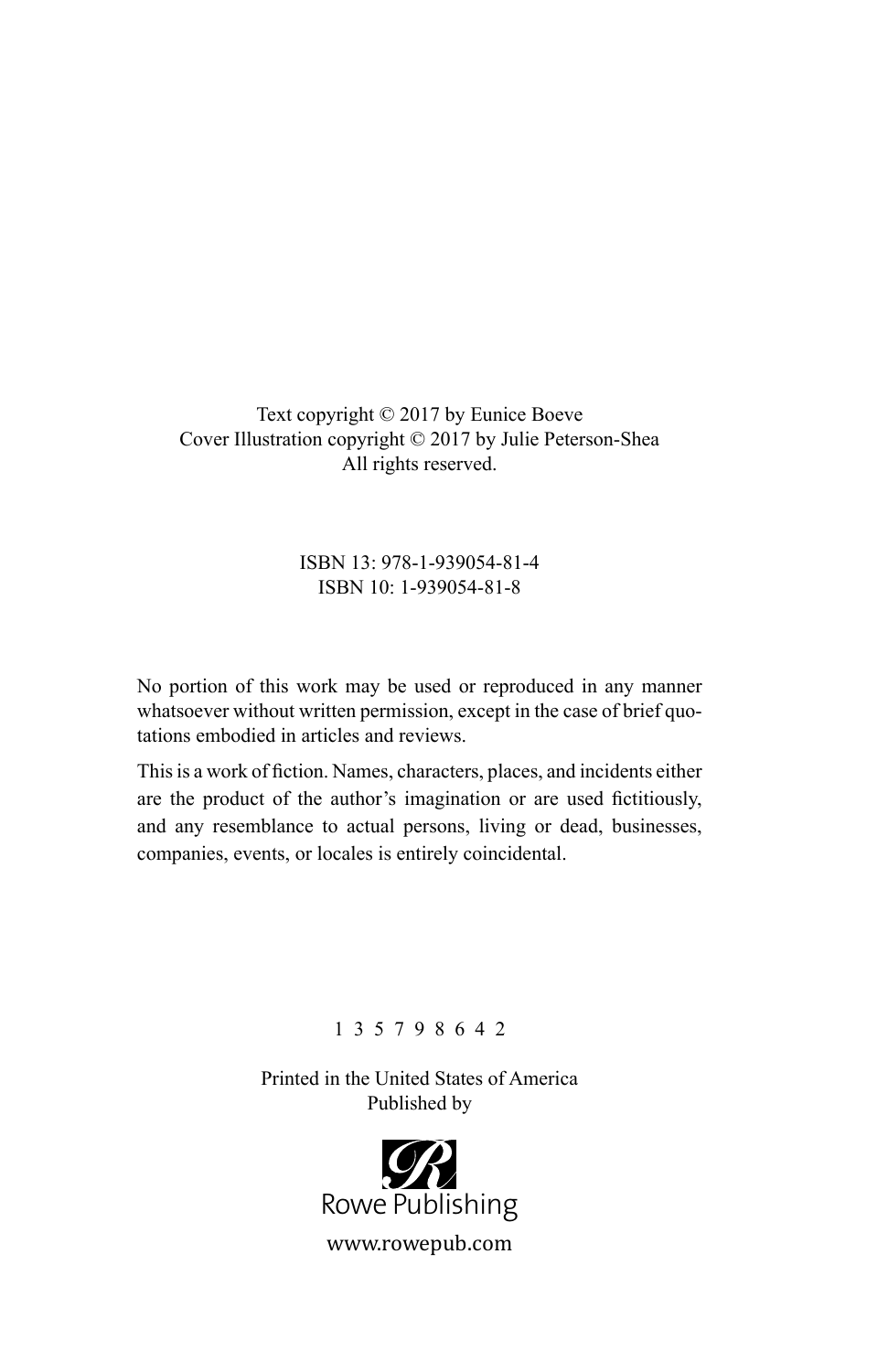Text copyright © 2017 by Eunice Boeve
Cover Illustration copyright © 2017 by Julie Peterson-Shea
All rights reserved.

ISBN 13: 978-1-939054-81-4
ISBN 10: 1-939054-81-8

No portion of this work may be used or reproduced in any manner whatsoever without written permission, except in the case of brief quotations embodied in articles and reviews.

This is a work of fiction. Names, characters, places, and incidents either are the product of the author's imagination or are used fictitiously, and any resemblance to actual persons, living or dead, businesses, companies, events, or locales is entirely coincidental.

1 3 5 7 9 8 6 4 2

Printed in the United States of America
Published by

Rowe Publishing

www.rowepub.com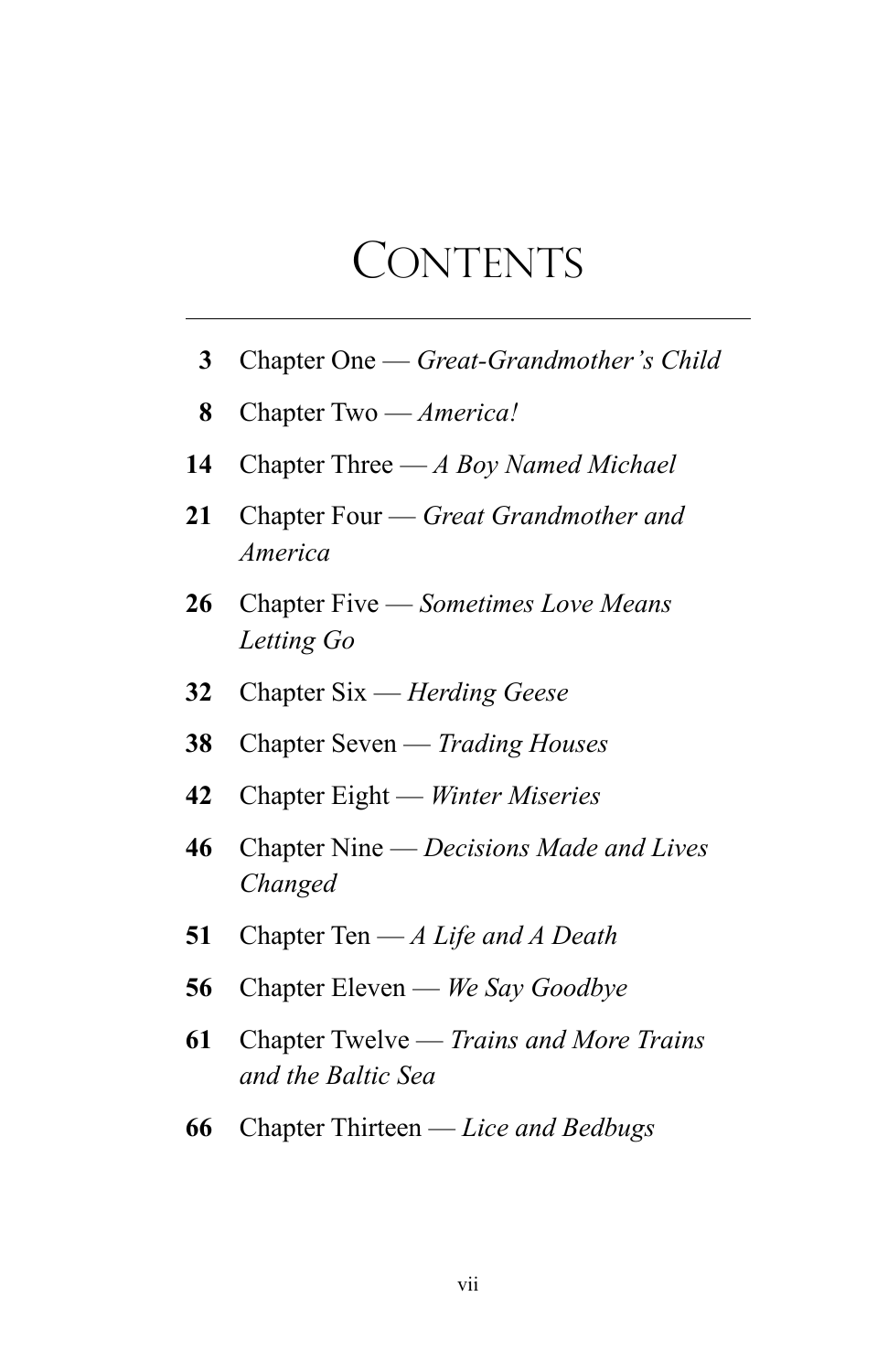# Contents

**3** Chapter One — *Great-Grandmother's Child*

**8** Chapter Two — *America!*

**14** Chapter Three — *A Boy Named Michael*

**21** Chapter Four — *Great Grandmother and America*

**26** Chapter Five — *Sometimes Love Means Letting Go*

**32** Chapter Six — *Herding Geese*

**38** Chapter Seven — *Trading Houses*

**42** Chapter Eight — *Winter Miseries*

**46** Chapter Nine — *Decisions Made and Lives Changed*

**51** Chapter Ten — *A Life and A Death*

**56** Chapter Eleven — *We Say Goodbye*

**61** Chapter Twelve — *Trains and More Trains and the Baltic Sea*

**66** Chapter Thirteen — *Lice and Bedbugs*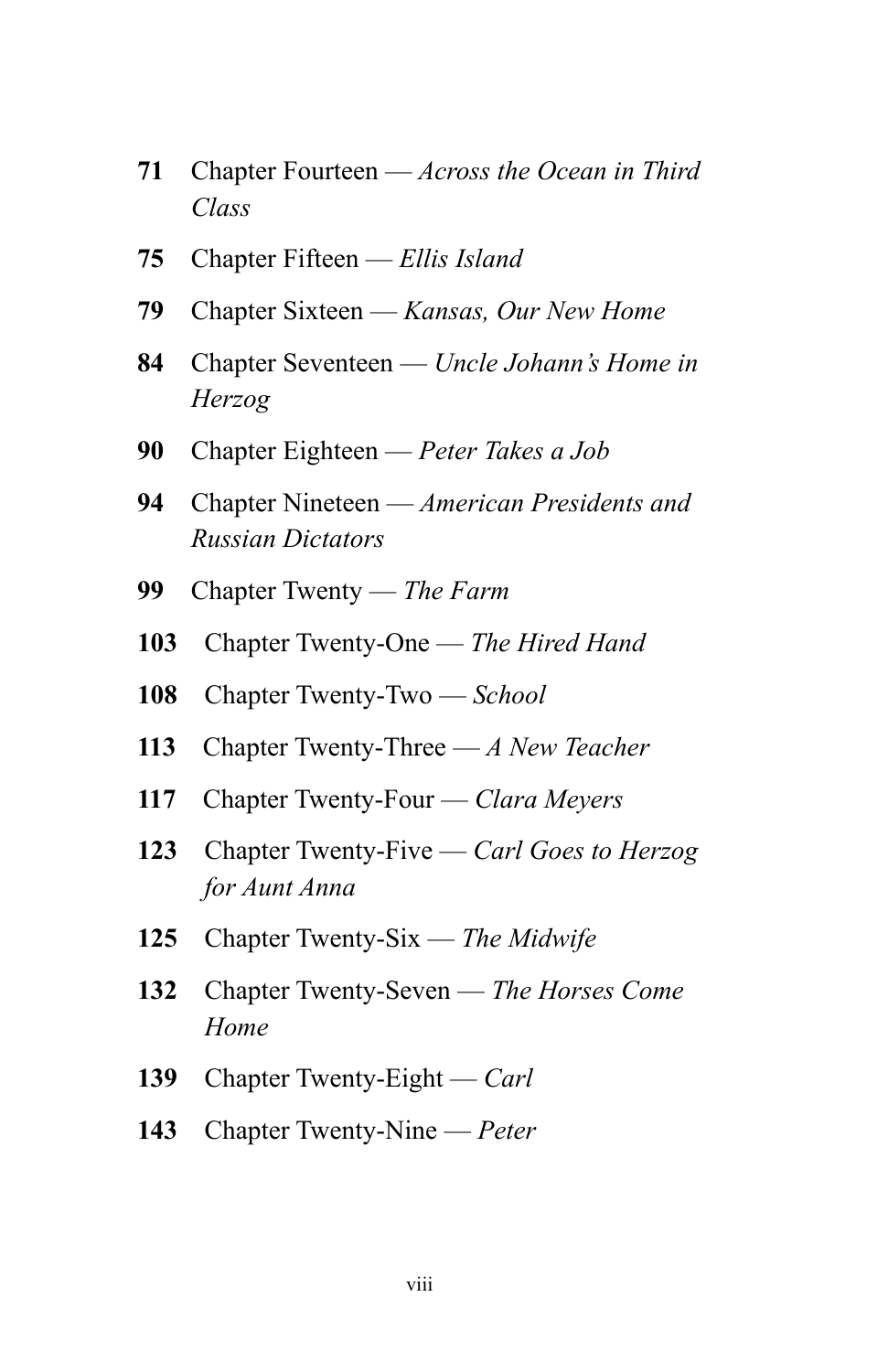**71** Chapter Fourteen — *Across the Ocean in Third Class*

**75** Chapter Fifteen — *Ellis Island*

**79** Chapter Sixteen — *Kansas, Our New Home*

**84** Chapter Seventeen — *Uncle Johann's Home in Herzog*

**90** Chapter Eighteen — *Peter Takes a Job*

**94** Chapter Nineteen — *American Presidents and Russian Dictators*

**99** Chapter Twenty — *The Farm*

**103** Chapter Twenty-One — *The Hired Hand*

**108** Chapter Twenty-Two — *School*

**113** Chapter Twenty-Three — *A New Teacher*

**117** Chapter Twenty-Four — *Clara Meyers*

**123** Chapter Twenty-Five — *Carl Goes to Herzog for Aunt Anna*

**125** Chapter Twenty-Six — *The Midwife*

**132** Chapter Twenty-Seven — *The Horses Come Home*

**139** Chapter Twenty-Eight — *Carl*

**143** Chapter Twenty-Nine — *Peter*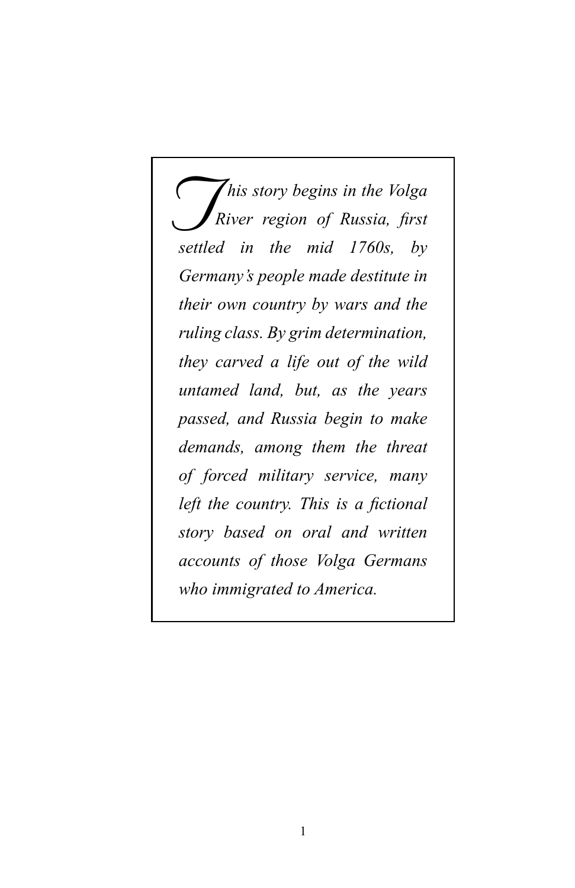*This story begins in the Volga River region of Russia, first settled in the mid 1760s, by Germany's people made destitute in their own country by wars and the ruling class. By grim determination, they carved a life out of the wild untamed land, but, as the years passed, and Russia begin to make demands, among them the threat of forced military service, many left the country. This is a fictional story based on oral and written accounts of those Volga Germans who immigrated to America.*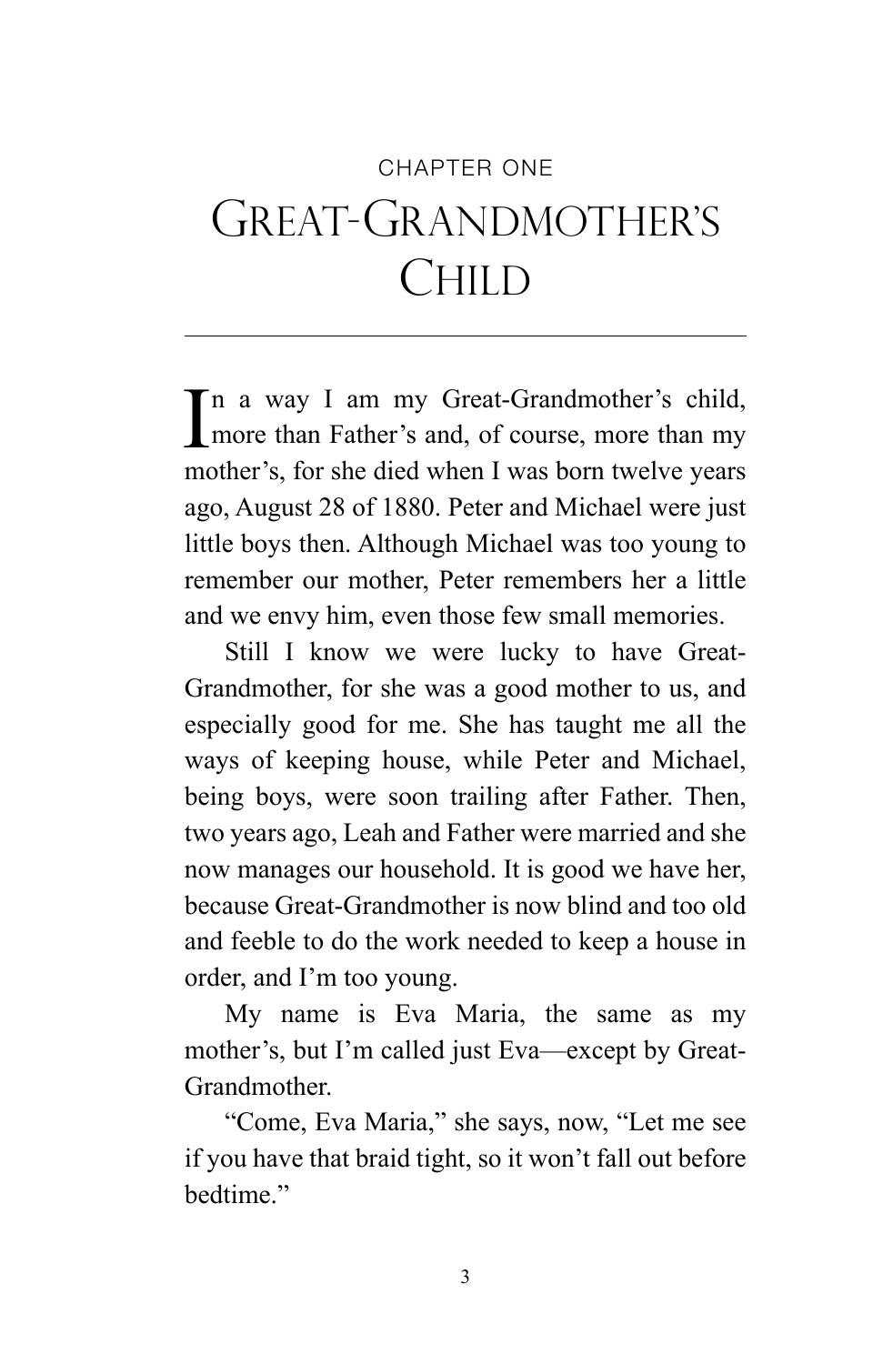CHAPTER ONE

# Great-Grandmother's Child

In a way I am my Great-Grandmother's child, more than Father's and, of course, more than my mother's, for she died when I was born twelve years ago, August 28 of 1880. Peter and Michael were just little boys then. Although Michael was too young to remember our mother, Peter remembers her a little and we envy him, even those few small memories.

Still I know we were lucky to have Great-Grandmother, for she was a good mother to us, and especially good for me. She has taught me all the ways of keeping house, while Peter and Michael, being boys, were soon trailing after Father. Then, two years ago, Leah and Father were married and she now manages our household. It is good we have her, because Great-Grandmother is now blind and too old and feeble to do the work needed to keep a house in order, and I'm too young.

My name is Eva Maria, the same as my mother's, but I'm called just Eva—except by Great-Grandmother.

"Come, Eva Maria," she says, now, "Let me see if you have that braid tight, so it won't fall out before bedtime."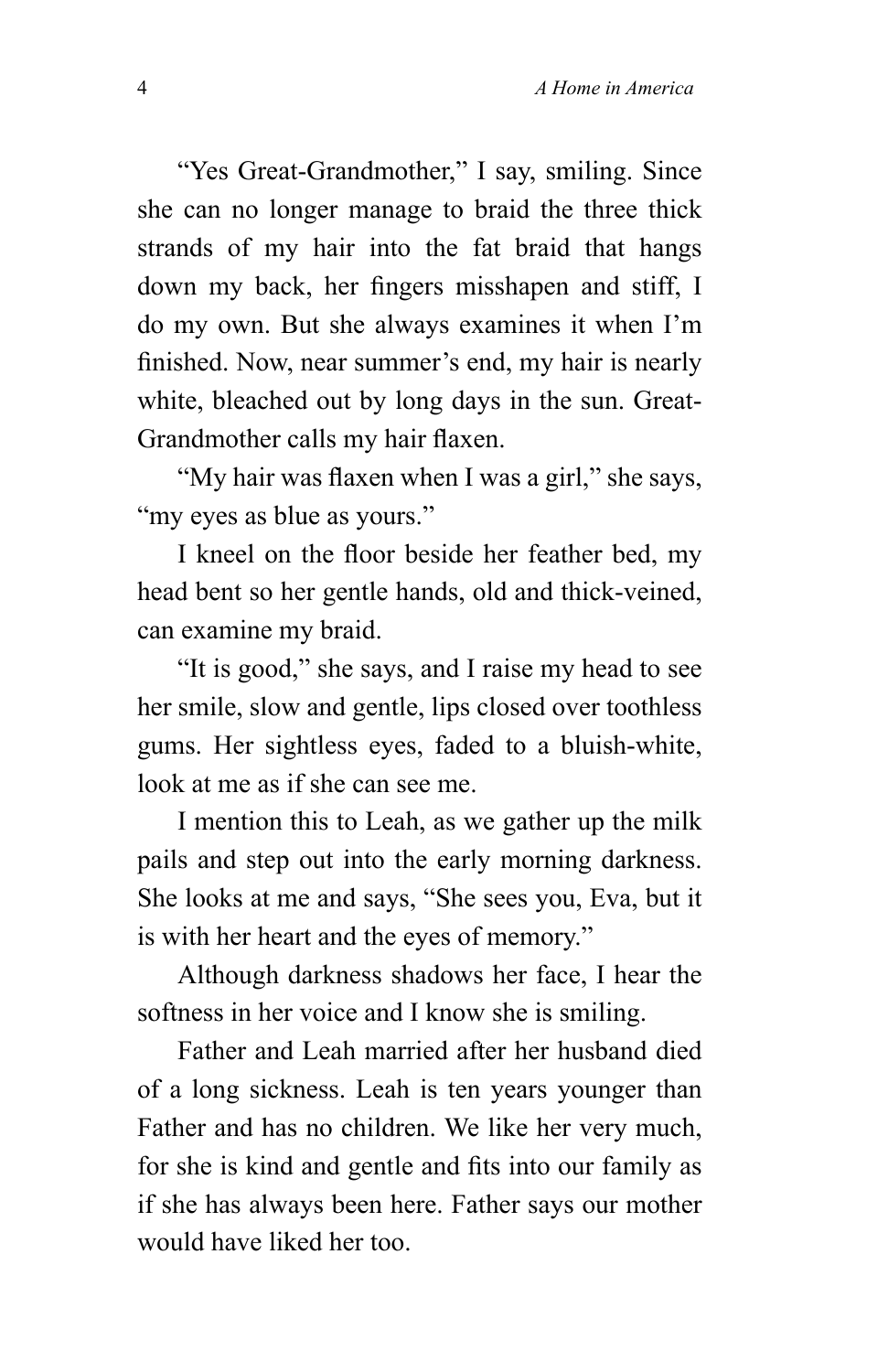"Yes Great-Grandmother," I say, smiling. Since she can no longer manage to braid the three thick strands of my hair into the fat braid that hangs down my back, her fingers misshapen and stiff, I do my own. But she always examines it when I'm finished. Now, near summer's end, my hair is nearly white, bleached out by long days in the sun. Great-Grandmother calls my hair flaxen.

"My hair was flaxen when I was a girl," she says, "my eyes as blue as yours."

I kneel on the floor beside her feather bed, my head bent so her gentle hands, old and thick-veined, can examine my braid.

"It is good," she says, and I raise my head to see her smile, slow and gentle, lips closed over toothless gums. Her sightless eyes, faded to a bluish-white, look at me as if she can see me.

I mention this to Leah, as we gather up the milk pails and step out into the early morning darkness. She looks at me and says, "She sees you, Eva, but it is with her heart and the eyes of memory."

Although darkness shadows her face, I hear the softness in her voice and I know she is smiling.

Father and Leah married after her husband died of a long sickness. Leah is ten years younger than Father and has no children. We like her very much, for she is kind and gentle and fits into our family as if she has always been here. Father says our mother would have liked her too.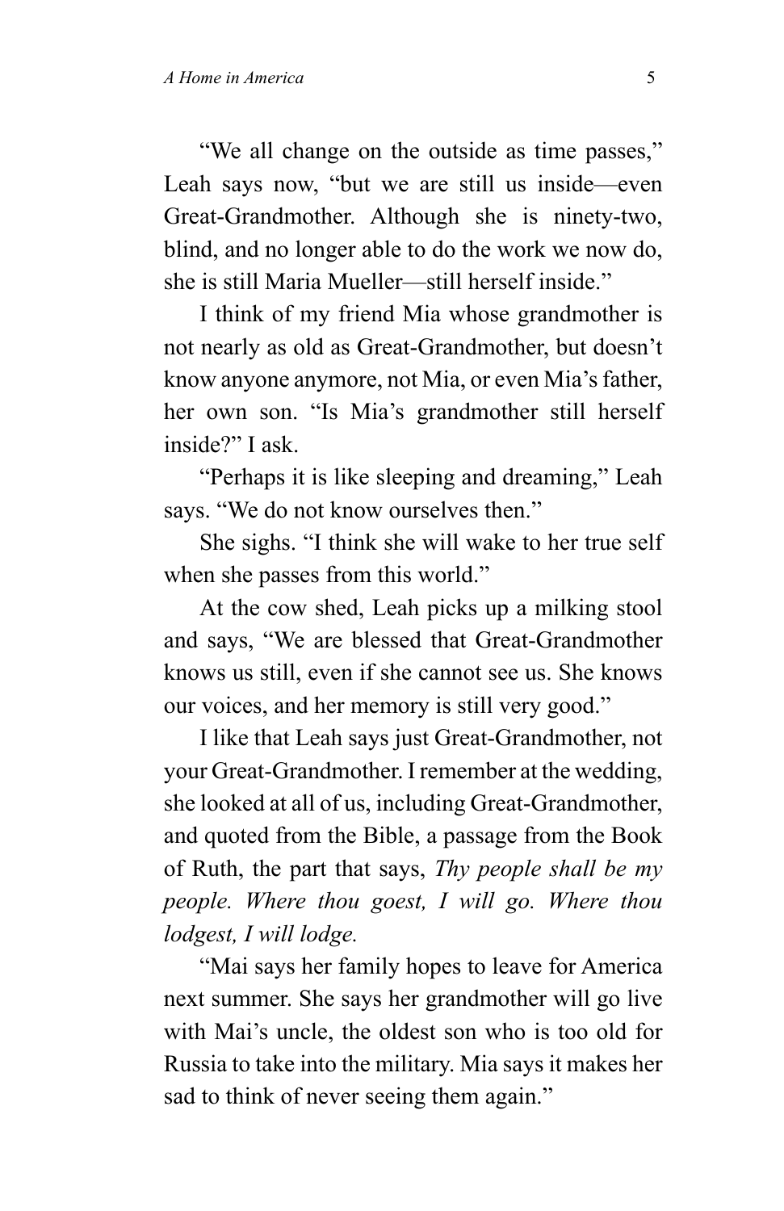"We all change on the outside as time passes," Leah says now, "but we are still us inside—even Great-Grandmother. Although she is ninety-two, blind, and no longer able to do the work we now do, she is still Maria Mueller—still herself inside."

I think of my friend Mia whose grandmother is not nearly as old as Great-Grandmother, but doesn't know anyone anymore, not Mia, or even Mia's father, her own son. "Is Mia's grandmother still herself inside?" I ask.

"Perhaps it is like sleeping and dreaming," Leah says. "We do not know ourselves then."

She sighs. "I think she will wake to her true self when she passes from this world."

At the cow shed, Leah picks up a milking stool and says, "We are blessed that Great-Grandmother knows us still, even if she cannot see us. She knows our voices, and her memory is still very good."

I like that Leah says just Great-Grandmother, not your Great-Grandmother. I remember at the wedding, she looked at all of us, including Great-Grandmother, and quoted from the Bible, a passage from the Book of Ruth, the part that says, *Thy people shall be my people. Where thou goest, I will go. Where thou lodgest, I will lodge.*

"Mai says her family hopes to leave for America next summer. She says her grandmother will go live with Mai's uncle, the oldest son who is too old for Russia to take into the military. Mia says it makes her sad to think of never seeing them again."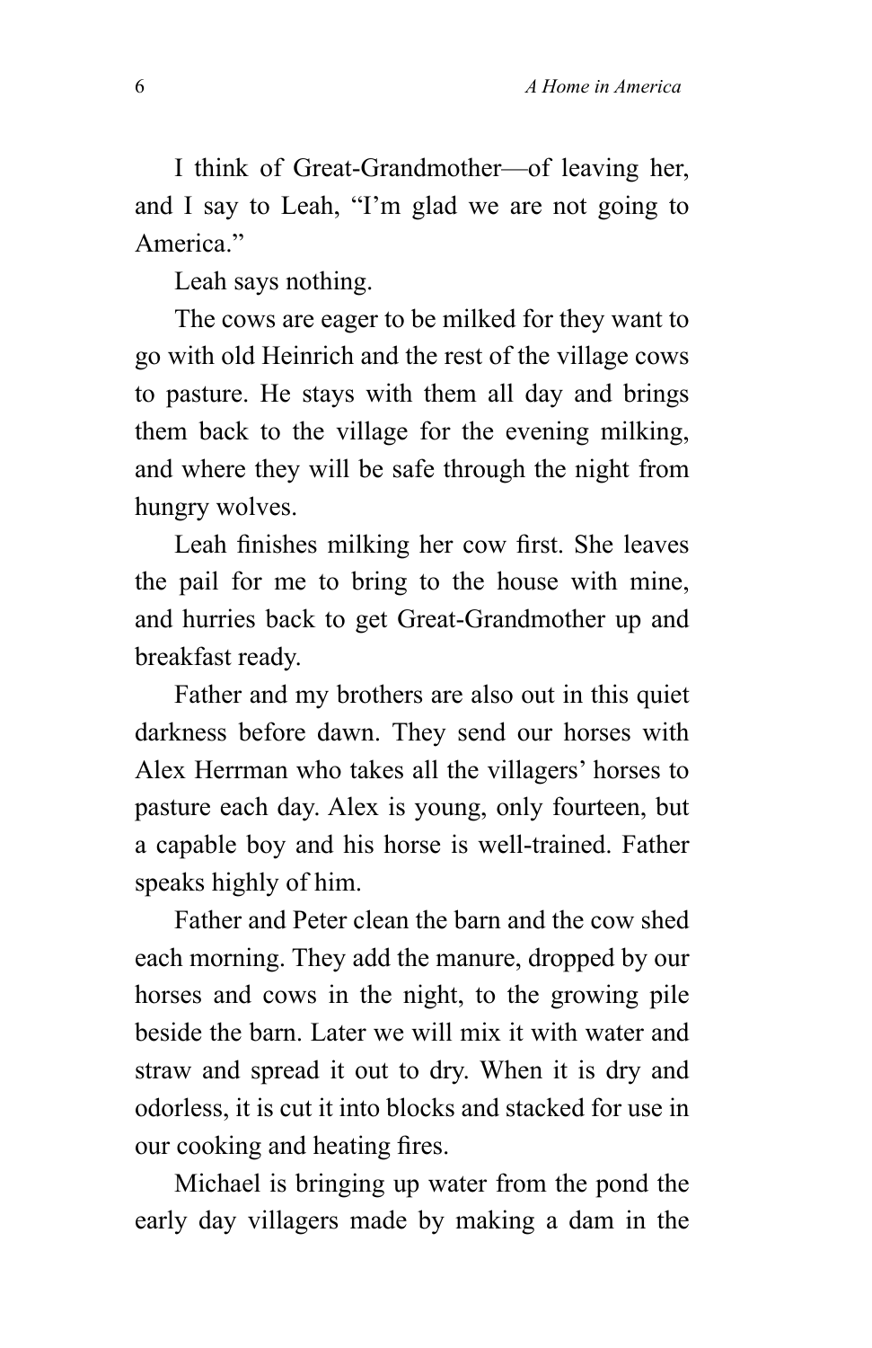I think of Great-Grandmother—of leaving her, and I say to Leah, "I'm glad we are not going to America."

Leah says nothing.

The cows are eager to be milked for they want to go with old Heinrich and the rest of the village cows to pasture. He stays with them all day and brings them back to the village for the evening milking, and where they will be safe through the night from hungry wolves.

Leah finishes milking her cow first. She leaves the pail for me to bring to the house with mine, and hurries back to get Great-Grandmother up and breakfast ready.

Father and my brothers are also out in this quiet darkness before dawn. They send our horses with Alex Herrman who takes all the villagers' horses to pasture each day. Alex is young, only fourteen, but a capable boy and his horse is well-trained. Father speaks highly of him.

Father and Peter clean the barn and the cow shed each morning. They add the manure, dropped by our horses and cows in the night, to the growing pile beside the barn. Later we will mix it with water and straw and spread it out to dry. When it is dry and odorless, it is cut it into blocks and stacked for use in our cooking and heating fires.

Michael is bringing up water from the pond the early day villagers made by making a dam in the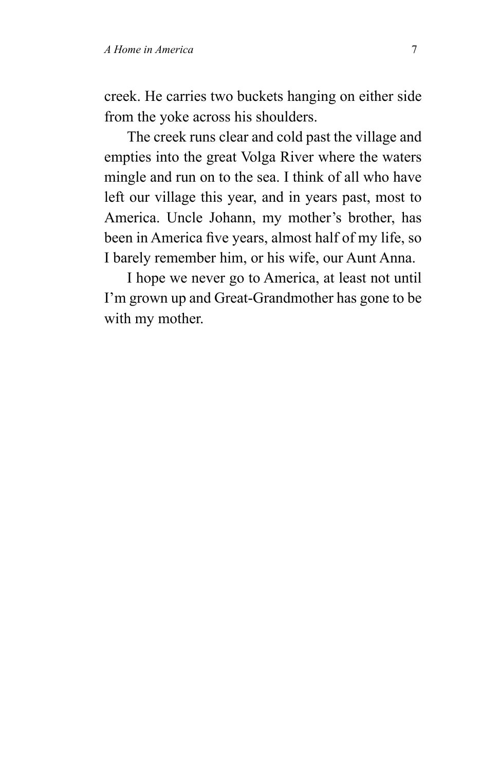creek. He carries two buckets hanging on either side from the yoke across his shoulders.

The creek runs clear and cold past the village and empties into the great Volga River where the waters mingle and run on to the sea. I think of all who have left our village this year, and in years past, most to America. Uncle Johann, my mother's brother, has been in America five years, almost half of my life, so I barely remember him, or his wife, our Aunt Anna.

I hope we never go to America, at least not until I'm grown up and Great-Grandmother has gone to be with my mother.